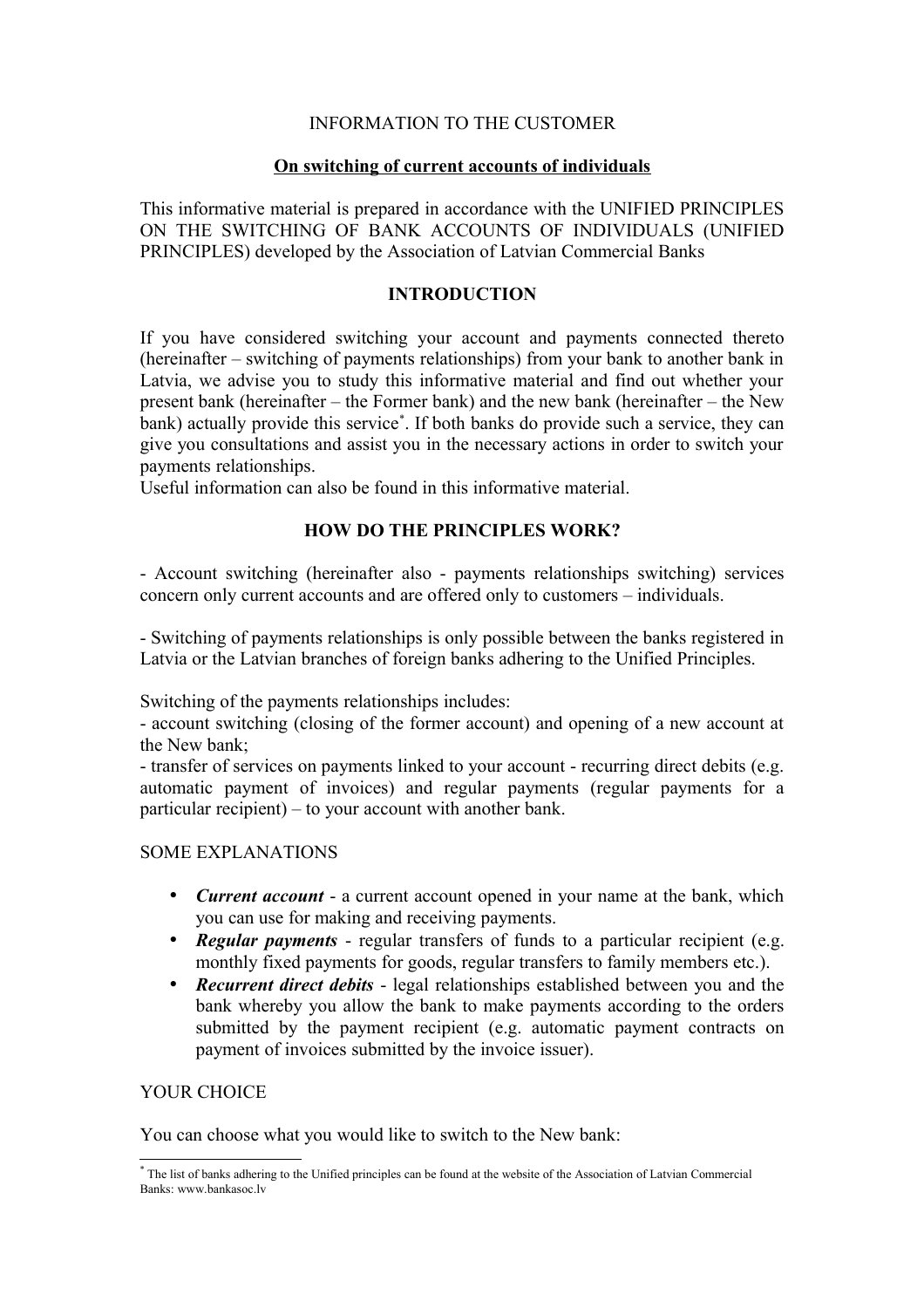INFORMATION TO THE CUSTOMER

## On switching of current accounts of individuals

This informative material is prepared in accordance with the UNIFIED PRINCIPLES ON THE SWITCHING OF BANK ACCOUNTS OF INDIVIDUALS (UNIFIED PRINCIPLES) developed by the Association of Latvian Commercial Banks

## INTRODUCTION

If you have considered switching your account and payments connected thereto (hereinafter – switching of payments relationships) from your bank to another bank in Latvia, we advise you to study this informative material and find out whether your present bank (hereinafter – the Former bank) and the new bank (hereinafter – the New bank) actually provide this service[*]. If both banks do provide such a service, they can give you consultations and assist you in the necessary actions in order to switch your payments relationships.
Useful information can also be found in this informative material.

## HOW DO THE PRINCIPLES WORK?

- Account switching (hereinafter also - payments relationships switching) services concern only current accounts and are offered only to customers – individuals.

- Switching of payments relationships is only possible between the banks registered in Latvia or the Latvian branches of foreign banks adhering to the Unified Principles.

Switching of the payments relationships includes:
- account switching (closing of the former account) and opening of a new account at the New bank;
- transfer of services on payments linked to your account - recurring direct debits (e.g. automatic payment of invoices) and regular payments (regular payments for a particular recipient) – to your account with another bank.

SOME EXPLANATIONS

- ***Current account*** - a current account opened in your name at the bank, which you can use for making and receiving payments.
- ***Regular payments*** - regular transfers of funds to a particular recipient (e.g. monthly fixed payments for goods, regular transfers to family members etc.).
- ***Recurrent direct debits*** - legal relationships established between you and the bank whereby you allow the bank to make payments according to the orders submitted by the payment recipient (e.g. automatic payment contracts on payment of invoices submitted by the invoice issuer).

YOUR CHOICE

You can choose what you would like to switch to the New bank:

[*] The list of banks adhering to the Unified principles can be found at the website of the Association of Latvian Commercial Banks: www.bankasoc.lv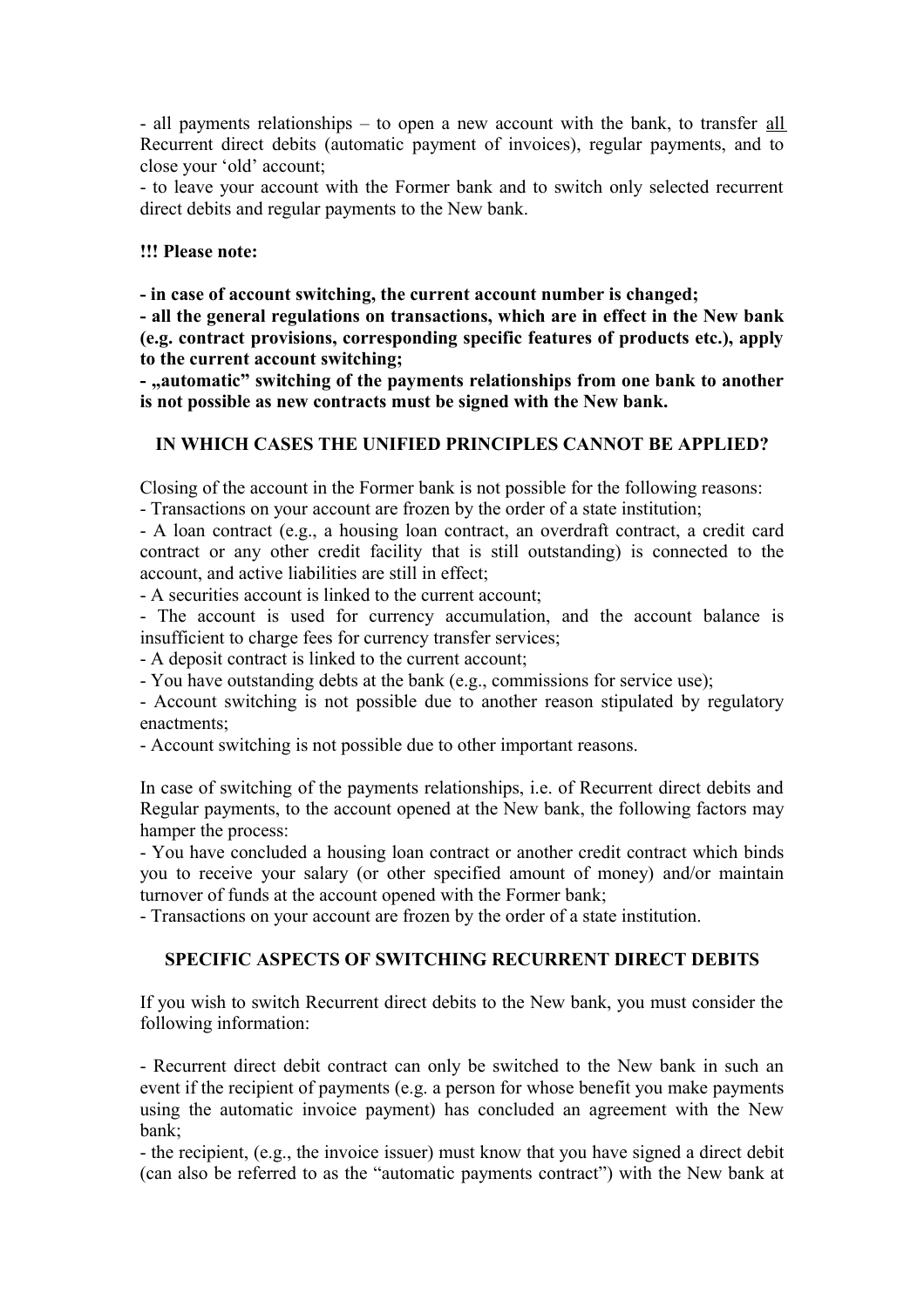- all payments relationships – to open a new account with the bank, to transfer all Recurrent direct debits (automatic payment of invoices), regular payments, and to close your 'old' account;

- to leave your account with the Former bank and to switch only selected recurrent direct debits and regular payments to the New bank.

**!!! Please note:**

**- in case of account switching, the current account number is changed;**

**- all the general regulations on transactions, which are in effect in the New bank (e.g. contract provisions, corresponding specific features of products etc.), apply to the current account switching;**

**- „automatic" switching of the payments relationships from one bank to another is not possible as new contracts must be signed with the New bank.**

## IN WHICH CASES THE UNIFIED PRINCIPLES CANNOT BE APPLIED?

Closing of the account in the Former bank is not possible for the following reasons:

- Transactions on your account are frozen by the order of a state institution;
- A loan contract (e.g., a housing loan contract, an overdraft contract, a credit card contract or any other credit facility that is still outstanding) is connected to the account, and active liabilities are still in effect;
- A securities account is linked to the current account;
- The account is used for currency accumulation, and the account balance is insufficient to charge fees for currency transfer services;
- A deposit contract is linked to the current account;
- You have outstanding debts at the bank (e.g., commissions for service use);
- Account switching is not possible due to another reason stipulated by regulatory enactments;
- Account switching is not possible due to other important reasons.

In case of switching of the payments relationships, i.e. of Recurrent direct debits and Regular payments, to the account opened at the New bank, the following factors may hamper the process:

- You have concluded a housing loan contract or another credit contract which binds you to receive your salary (or other specified amount of money) and/or maintain turnover of funds at the account opened with the Former bank;
- Transactions on your account are frozen by the order of a state institution.

## SPECIFIC ASPECTS OF SWITCHING RECURRENT DIRECT DEBITS

If you wish to switch Recurrent direct debits to the New bank, you must consider the following information:

- Recurrent direct debit contract can only be switched to the New bank in such an event if the recipient of payments (e.g. a person for whose benefit you make payments using the automatic invoice payment) has concluded an agreement with the New bank;
- the recipient, (e.g., the invoice issuer) must know that you have signed a direct debit (can also be referred to as the "automatic payments contract") with the New bank at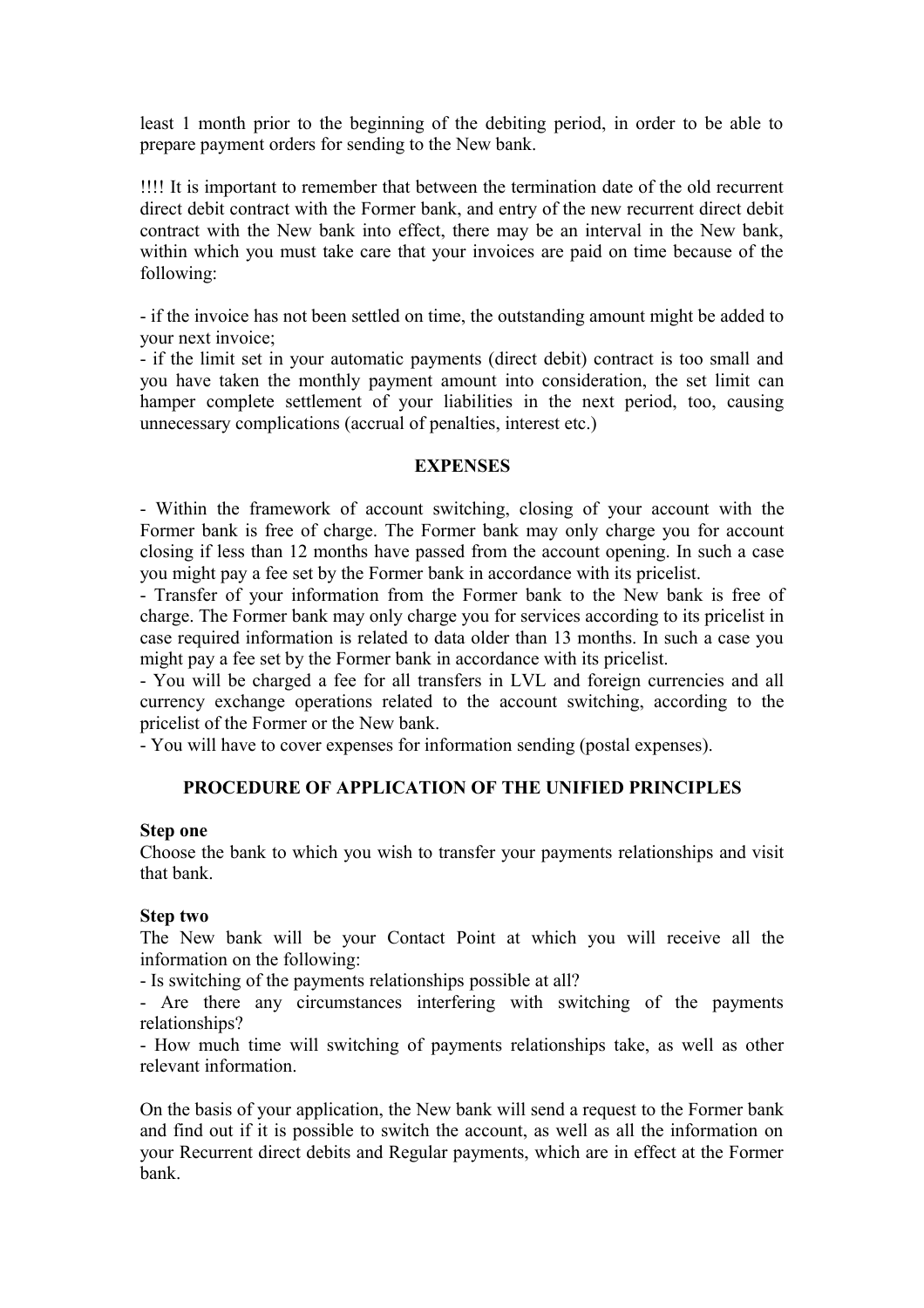least 1 month prior to the beginning of the debiting period, in order to be able to prepare payment orders for sending to the New bank.

!!!! It is important to remember that between the termination date of the old recurrent direct debit contract with the Former bank, and entry of the new recurrent direct debit contract with the New bank into effect, there may be an interval in the New bank, within which you must take care that your invoices are paid on time because of the following:

- if the invoice has not been settled on time, the outstanding amount might be added to your next invoice;
- if the limit set in your automatic payments (direct debit) contract is too small and you have taken the monthly payment amount into consideration, the set limit can hamper complete settlement of your liabilities in the next period, too, causing unnecessary complications (accrual of penalties, interest etc.)

**EXPENSES**

- Within the framework of account switching, closing of your account with the Former bank is free of charge. The Former bank may only charge you for account closing if less than 12 months have passed from the account opening. In such a case you might pay a fee set by the Former bank in accordance with its pricelist.
- Transfer of your information from the Former bank to the New bank is free of charge. The Former bank may only charge you for services according to its pricelist in case required information is related to data older than 13 months. In such a case you might pay a fee set by the Former bank in accordance with its pricelist.
- You will be charged a fee for all transfers in LVL and foreign currencies and all currency exchange operations related to the account switching, according to the pricelist of the Former or the New bank.
- You will have to cover expenses for information sending (postal expenses).

**PROCEDURE OF APPLICATION OF THE UNIFIED PRINCIPLES**

**Step one**
Choose the bank to which you wish to transfer your payments relationships and visit that bank.

**Step two**
The New bank will be your Contact Point at which you will receive all the information on the following:
- Is switching of the payments relationships possible at all?
- Are there any circumstances interfering with switching of the payments relationships?
- How much time will switching of payments relationships take, as well as other relevant information.

On the basis of your application, the New bank will send a request to the Former bank and find out if it is possible to switch the account, as well as all the information on your Recurrent direct debits and Regular payments, which are in effect at the Former bank.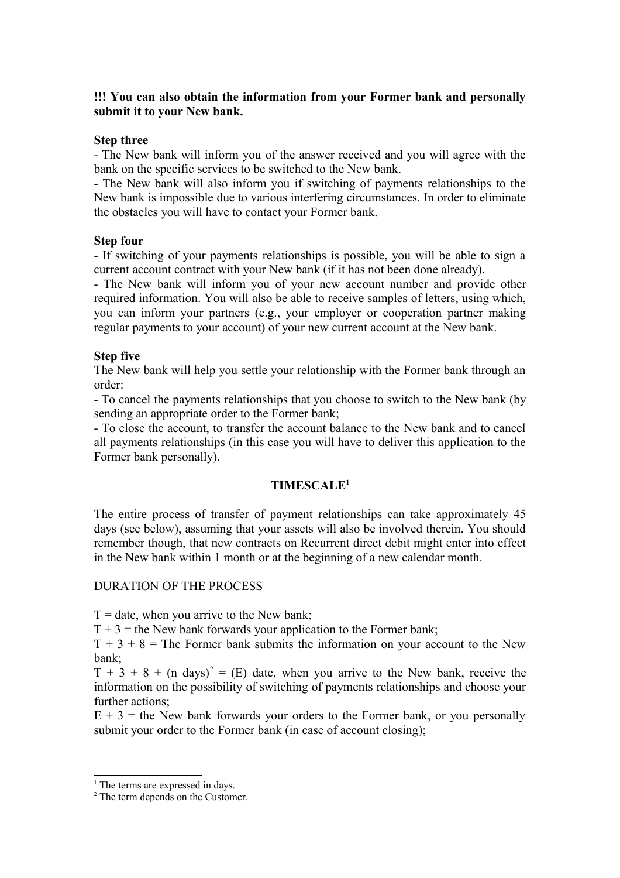**!!! You can also obtain the information from your Former bank and personally submit it to your New bank.**

**Step three**

- The New bank will inform you of the answer received and you will agree with the bank on the specific services to be switched to the New bank.
- The New bank will also inform you if switching of payments relationships to the New bank is impossible due to various interfering circumstances. In order to eliminate the obstacles you will have to contact your Former bank.

**Step four**

- If switching of your payments relationships is possible, you will be able to sign a current account contract with your New bank (if it has not been done already).
- The New bank will inform you of your new account number and provide other required information. You will also be able to receive samples of letters, using which, you can inform your partners (e.g., your employer or cooperation partner making regular payments to your account) of your new current account at the New bank.

**Step five**

The New bank will help you settle your relationship with the Former bank through an order:

- To cancel the payments relationships that you choose to switch to the New bank (by sending an appropriate order to the Former bank;
- To close the account, to transfer the account balance to the New bank and to cancel all payments relationships (in this case you will have to deliver this application to the Former bank personally).

## TIMESCALE[1]

The entire process of transfer of payment relationships can take approximately 45 days (see below), assuming that your assets will also be involved therein. You should remember though, that new contracts on Recurrent direct debit might enter into effect in the New bank within 1 month or at the beginning of a new calendar month.

DURATION OF THE PROCESS

T = date, when you arrive to the New bank;

T + 3 = the New bank forwards your application to the Former bank;

T + 3 + 8 = The Former bank submits the information on your account to the New bank;

T + 3 + 8 + (n days)[2] = (E) date, when you arrive to the New bank, receive the information on the possibility of switching of payments relationships and choose your further actions;

E + 3 = the New bank forwards your orders to the Former bank, or you personally submit your order to the Former bank (in case of account closing);

---

[1] The terms are expressed in days.

[2] The term depends on the Customer.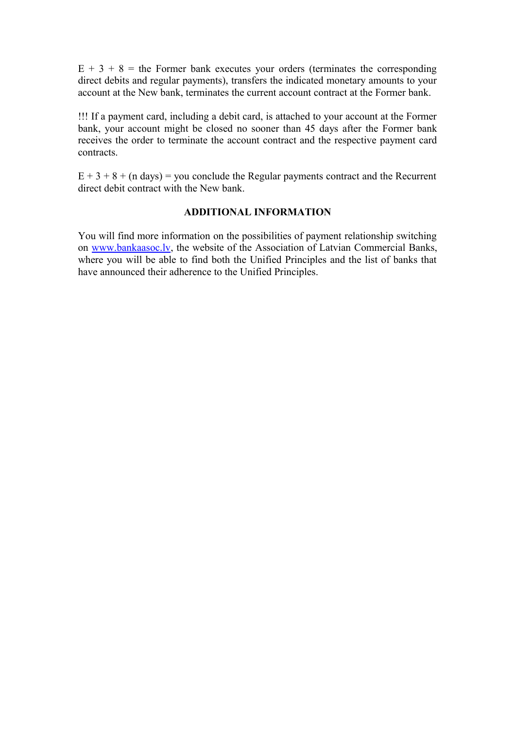E + 3 + 8 = the Former bank executes your orders (terminates the corresponding direct debits and regular payments), transfers the indicated monetary amounts to your account at the New bank, terminates the current account contract at the Former bank.

!!! If a payment card, including a debit card, is attached to your account at the Former bank, your account might be closed no sooner than 45 days after the Former bank receives the order to terminate the account contract and the respective payment card contracts.

E + 3 + 8 + (n days) = you conclude the Regular payments contract and the Recurrent direct debit contract with the New bank.

## ADDITIONAL INFORMATION

You will find more information on the possibilities of payment relationship switching on [www.bankaasoc.lv](http://www.bankaasoc.lv), the website of the Association of Latvian Commercial Banks, where you will be able to find both the Unified Principles and the list of banks that have announced their adherence to the Unified Principles.